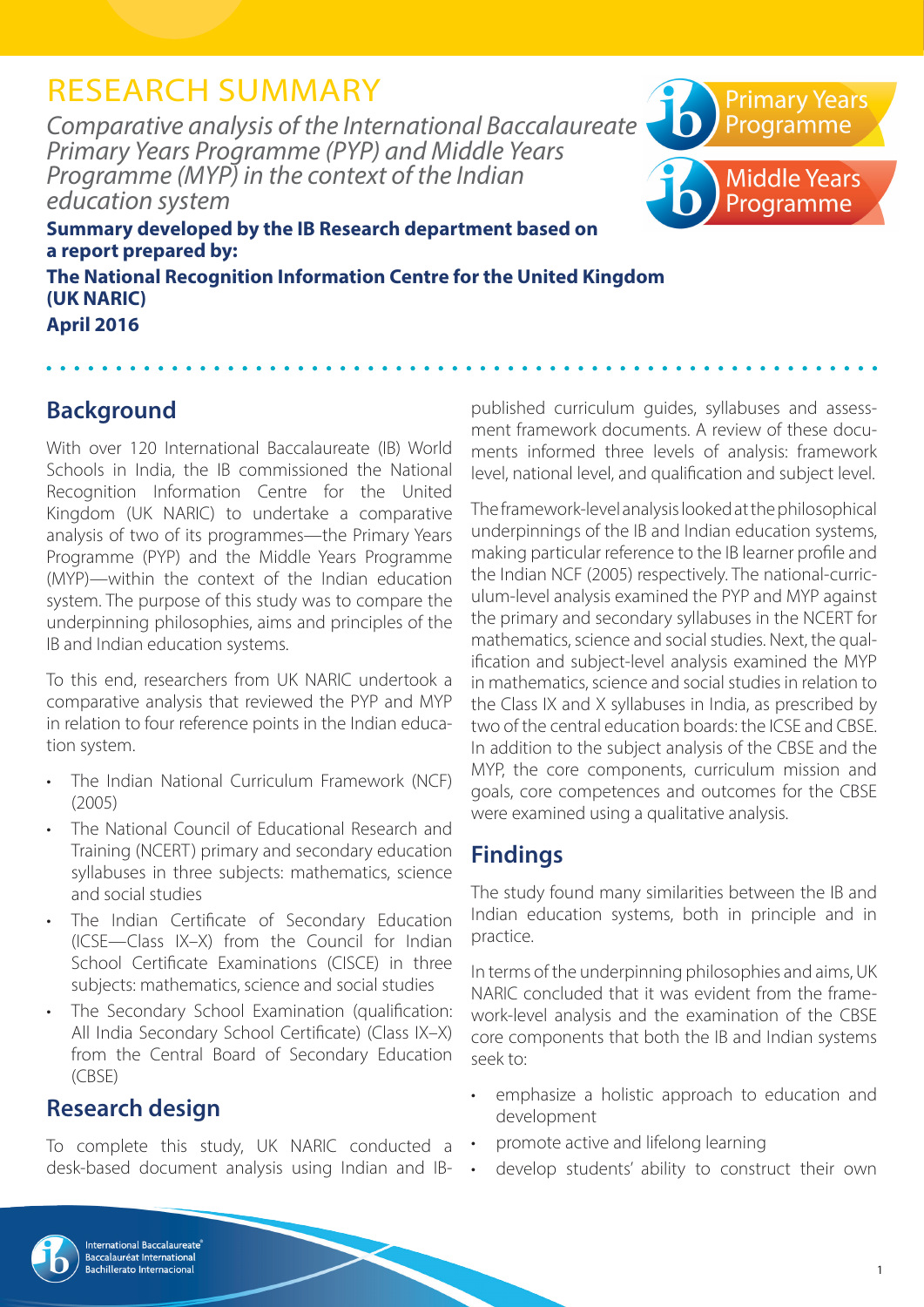# RESEARCH SUMMARY

*Comparative analysis of the International Baccalaureate Primary Years Programme (PYP) and Middle Years Programme (MYP) in the context of the Indian education system*

**Summary developed by the IB Research department based on a report prepared by:**

**The National Recognition Information Centre for the United Kingdom (UK NARIC)**

**April 2016**

## Background

With over 120 International Baccalaureate (IB) World Schools in India, the IB commissioned the National Recognition Information Centre for the United Kingdom (UK NARIC) to undertake a comparative analysis of two of its programmes—the Primary Years Programme (PYP) and the Middle Years Programme (MYP)—within the context of the Indian education system. The purpose of this study was to compare the underpinning philosophies, aims and principles of the IB and Indian education systems.

To this end, researchers from UK NARIC undertook a comparative analysis that reviewed the PYP and MYP in relation to four reference points in the Indian education system.

- The Indian National Curriculum Framework (NCF) (2005)
- The National Council of Educational Research and Training (NCERT) primary and secondary education syllabuses in three subjects: mathematics, science and social studies
- The Indian Certificate of Secondary Education (ICSE—Class IX–X) from the Council for Indian School Certificate Examinations (CISCE) in three subjects: mathematics, science and social studies
- The Secondary School Examination (qualification: All India Secondary School Certificate) (Class IX–X) from the Central Board of Secondary Education (CBSE)

## Research design

To complete this study, UK NARIC conducted a desk-based document analysis using Indian and IB-published curriculum guides, syllabuses and assessment framework documents. A review of these documents informed three levels of analysis: framework level, national level, and qualification and subject level.

The framework-level analysis looked at the philosophical underpinnings of the IB and Indian education systems, making particular reference to the IB learner profile and the Indian NCF (2005) respectively. The national-curriculum-level analysis examined the PYP and MYP against the primary and secondary syllabuses in the NCERT for mathematics, science and social studies. Next, the qualification and subject-level analysis examined the MYP in mathematics, science and social studies in relation to the Class IX and X syllabuses in India, as prescribed by two of the central education boards: the ICSE and CBSE. In addition to the subject analysis of the CBSE and the MYP, the core components, curriculum mission and goals, core competences and outcomes for the CBSE were examined using a qualitative analysis.

## Findings

The study found many similarities between the IB and Indian education systems, both in principle and in practice.

In terms of the underpinning philosophies and aims, UK NARIC concluded that it was evident from the framework-level analysis and the examination of the CBSE core components that both the IB and Indian systems seek to:

- emphasize a holistic approach to education and development
- promote active and lifelong learning
- develop students' ability to construct their own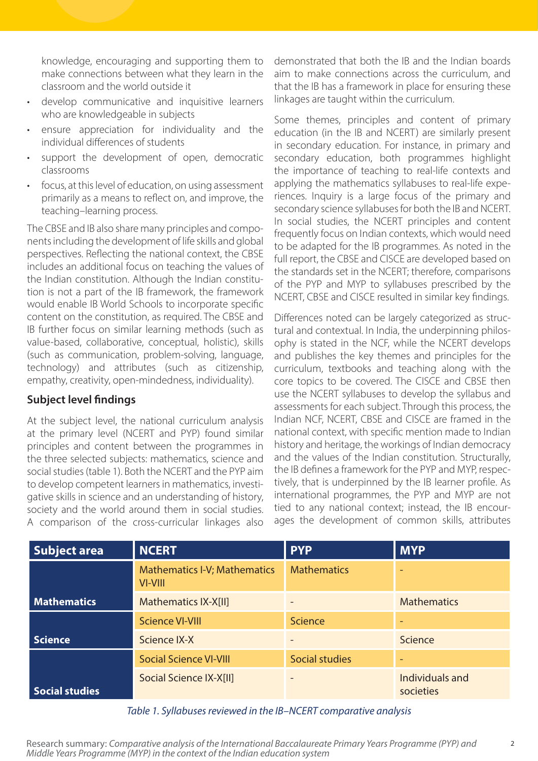knowledge, encouraging and supporting them to make connections between what they learn in the classroom and the world outside it

- develop communicative and inquisitive learners who are knowledgeable in subjects
- ensure appreciation for individuality and the individual differences of students
- support the development of open, democratic classrooms
- focus, at this level of education, on using assessment primarily as a means to reflect on, and improve, the teaching–learning process.

The CBSE and IB also share many principles and components including the development of life skills and global perspectives. Reflecting the national context, the CBSE includes an additional focus on teaching the values of the Indian constitution. Although the Indian constitution is not a part of the IB framework, the framework would enable IB World Schools to incorporate specific content on the constitution, as required. The CBSE and IB further focus on similar learning methods (such as value-based, collaborative, conceptual, holistic), skills (such as communication, problem-solving, language, technology) and attributes (such as citizenship, empathy, creativity, open-mindedness, individuality).

### Subject level findings

At the subject level, the national curriculum analysis at the primary level (NCERT and PYP) found similar principles and content between the programmes in the three selected subjects: mathematics, science and social studies (table 1). Both the NCERT and the PYP aim to develop competent learners in mathematics, investigative skills in science and an understanding of history, society and the world around them in social studies. A comparison of the cross-curricular linkages also demonstrated that both the IB and the Indian boards aim to make connections across the curriculum, and that the IB has a framework in place for ensuring these linkages are taught within the curriculum.

Some themes, principles and content of primary education (in the IB and NCERT) are similarly present in secondary education. For instance, in primary and secondary education, both programmes highlight the importance of teaching to real-life contexts and applying the mathematics syllabuses to real-life experiences. Inquiry is a large focus of the primary and secondary science syllabuses for both the IB and NCERT. In social studies, the NCERT principles and content frequently focus on Indian contexts, which would need to be adapted for the IB programmes. As noted in the full report, the CBSE and CISCE are developed based on the standards set in the NCERT; therefore, comparisons of the PYP and MYP to syllabuses prescribed by the NCERT, CBSE and CISCE resulted in similar key findings.

Differences noted can be largely categorized as structural and contextual. In India, the underpinning philosophy is stated in the NCF, while the NCERT develops and publishes the key themes and principles for the curriculum, textbooks and teaching along with the core topics to be covered. The CISCE and CBSE then use the NCERT syllabuses to develop the syllabus and assessments for each subject. Through this process, the Indian NCF, NCERT, CBSE and CISCE are framed in the national context, with specific mention made to Indian history and heritage, the workings of Indian democracy and the values of the Indian constitution. Structurally, the IB defines a framework for the PYP and MYP, respectively, that is underpinned by the IB learner profile. As international programmes, the PYP and MYP are not tied to any national context; instead, the IB encourages the development of common skills, attributes

| Subject area | NCERT | PYP | MYP |
|---|---|---|---|
| Mathematics | Mathematics I-V; Mathematics VI-VIII | Mathematics | - |
| | Mathematics IX-X[II] | - | Mathematics |
| Science | Science VI-VIII | Science | - |
| | Science IX-X | - | Science |
| Social studies | Social Science VI-VIII | Social studies | - |
| | Social Science IX-X[II] | - | Individuals and societies |

*Table 1. Syllabuses reviewed in the IB–NCERT comparative analysis*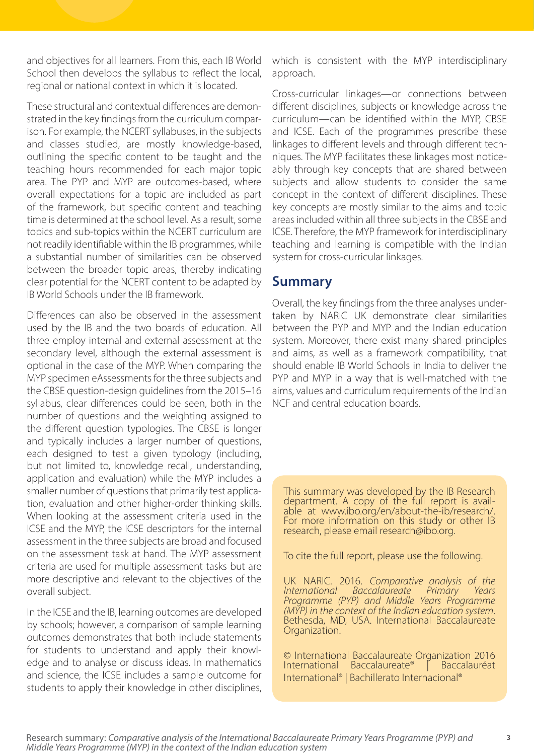and objectives for all learners. From this, each IB World School then develops the syllabus to reflect the local, regional or national context in which it is located.

These structural and contextual differences are demonstrated in the key findings from the curriculum comparison. For example, the NCERT syllabuses, in the subjects and classes studied, are mostly knowledge-based, outlining the specific content to be taught and the teaching hours recommended for each major topic area. The PYP and MYP are outcomes-based, where overall expectations for a topic are included as part of the framework, but specific content and teaching time is determined at the school level. As a result, some topics and sub-topics within the NCERT curriculum are not readily identifiable within the IB programmes, while a substantial number of similarities can be observed between the broader topic areas, thereby indicating clear potential for the NCERT content to be adapted by IB World Schools under the IB framework.

Differences can also be observed in the assessment used by the IB and the two boards of education. All three employ internal and external assessment at the secondary level, although the external assessment is optional in the case of the MYP. When comparing the MYP specimen eAssessments for the three subjects and the CBSE question-design guidelines from the 2015–16 syllabus, clear differences could be seen, both in the number of questions and the weighting assigned to the different question typologies. The CBSE is longer and typically includes a larger number of questions, each designed to test a given typology (including, but not limited to, knowledge recall, understanding, application and evaluation) while the MYP includes a smaller number of questions that primarily test application, evaluation and other higher-order thinking skills. When looking at the assessment criteria used in the ICSE and the MYP, the ICSE descriptors for the internal assessment in the three subjects are broad and focused on the assessment task at hand. The MYP assessment criteria are used for multiple assessment tasks but are more descriptive and relevant to the objectives of the overall subject.

In the ICSE and the IB, learning outcomes are developed by schools; however, a comparison of sample learning outcomes demonstrates that both include statements for students to understand and apply their knowledge and to analyse or discuss ideas. In mathematics and science, the ICSE includes a sample outcome for students to apply their knowledge in other disciplines, which is consistent with the MYP interdisciplinary approach.

Cross-curricular linkages—or connections between different disciplines, subjects or knowledge across the curriculum—can be identified within the MYP, CBSE and ICSE. Each of the programmes prescribe these linkages to different levels and through different techniques. The MYP facilitates these linkages most noticeably through key concepts that are shared between subjects and allow students to consider the same concept in the context of different disciplines. These key concepts are mostly similar to the aims and topic areas included within all three subjects in the CBSE and ICSE. Therefore, the MYP framework for interdisciplinary teaching and learning is compatible with the Indian system for cross-curricular linkages.

## Summary

Overall, the key findings from the three analyses undertaken by NARIC UK demonstrate clear similarities between the PYP and MYP and the Indian education system. Moreover, there exist many shared principles and aims, as well as a framework compatibility, that should enable IB World Schools in India to deliver the PYP and MYP in a way that is well-matched with the aims, values and curriculum requirements of the Indian NCF and central education boards.

This summary was developed by the IB Research department. A copy of the full report is available at www.ibo.org/en/about-the-ib/research/. For more information on this study or other IB research, please email research@ibo.org.

To cite the full report, please use the following.

UK NARIC. 2016. *Comparative analysis of the International Baccalaureate Primary Years Programme (PYP) and Middle Years Programme (MYP) in the context of the Indian education system*. Bethesda, MD, USA. International Baccalaureate Organization.

© International Baccalaureate Organization 2016
International Baccalaureate® | Baccalauréat International® | Bachillerato Internacional®